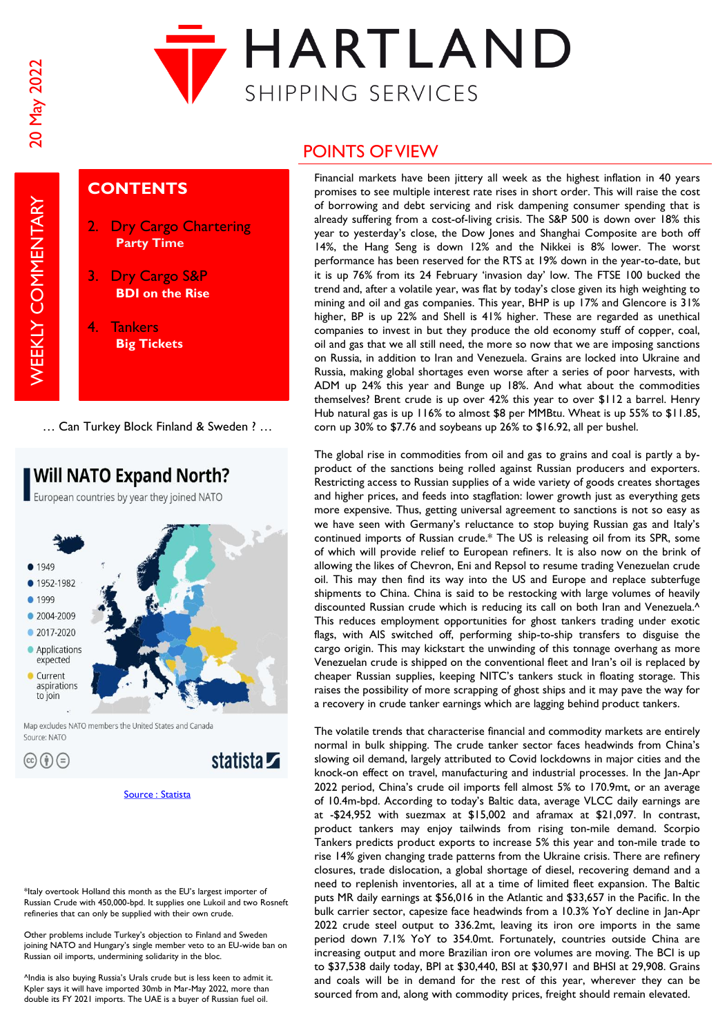# HARTLAND SHIPPING SERVICES

20 May 2022

WEEKLY COMMENTARY

## CONTENTS

2. Dry Cargo Chartering
   **Party Time**
3. Dry Cargo S&P
   **BDI on the Rise**
4. Tankers
   **Big Tickets**

… Can Turkey Block Finland & Sweden ? …

**Will NATO Expand North?**
European countries by year they joined NATO

- 1949
- 1952-1982
- 1999
- 2004-2009
- 2017-2020
- Applications expected
- Current aspirations to join

Map excludes NATO members the United States and Canada
Source: NATO

statista

Source : Statista

*Italy overtook Holland this month as the EU's largest importer of Russian Crude with 450,000-bpd. It supplies one Lukoil and two Rosneft refineries that can only be supplied with their own crude.

Other problems include Turkey's objection to Finland and Sweden joining NATO and Hungary's single member veto to an EU-wide ban on Russian oil imports, undermining solidarity in the bloc.

^India is also buying Russia's Urals crude but is less keen to admit it. Kpler says it will have imported 30mb in Mar-May 2022, more than double its FY 2021 imports. The UAE is a buyer of Russian fuel oil.

## POINTS OF VIEW

Financial markets have been jittery all week as the highest inflation in 40 years promises to see multiple interest rate rises in short order. This will raise the cost of borrowing and debt servicing and risk dampening consumer spending that is already suffering from a cost-of-living crisis. The S&P 500 is down over 18% this year to yesterday's close, the Dow Jones and Shanghai Composite are both off 14%, the Hang Seng is down 12% and the Nikkei is 8% lower. The worst performance has been reserved for the RTS at 19% down in the year-to-date, but it is up 76% from its 24 February 'invasion day' low. The FTSE 100 bucked the trend and, after a volatile year, was flat by today's close given its high weighting to mining and oil and gas companies. This year, BHP is up 17% and Glencore is 31% higher, BP is up 22% and Shell is 41% higher. These are regarded as unethical companies to invest in but they produce the old economy stuff of copper, coal, oil and gas that we all still need, the more so now that we are imposing sanctions on Russia, in addition to Iran and Venezuela. Grains are locked into Ukraine and Russia, making global shortages even worse after a series of poor harvests, with ADM up 24% this year and Bunge up 18%. And what about the commodities themselves? Brent crude is up over 42% this year to over $112 a barrel. Henry Hub natural gas is up 116% to almost $8 per MMBtu. Wheat is up 55% to $11.85, corn up 30% to $7.76 and soybeans up 26% to $16.92, all per bushel.

The global rise in commodities from oil and gas to grains and coal is partly a by-product of the sanctions being rolled against Russian producers and exporters. Restricting access to Russian supplies of a wide variety of goods creates shortages and higher prices, and feeds into stagflation: lower growth just as everything gets more expensive. Thus, getting universal agreement to sanctions is not so easy as we have seen with Germany's reluctance to stop buying Russian gas and Italy's continued imports of Russian crude.* The US is releasing oil from its SPR, some of which will provide relief to European refiners. It is also now on the brink of allowing the likes of Chevron, Eni and Repsol to resume trading Venezuelan crude oil. This may then find its way into the US and Europe and replace subterfuge shipments to China. China is said to be restocking with large volumes of heavily discounted Russian crude which is reducing its call on both Iran and Venezuela.^ This reduces employment opportunities for ghost tankers trading under exotic flags, with AIS switched off, performing ship-to-ship transfers to disguise the cargo origin. This may kickstart the unwinding of this tonnage overhang as more Venezuelan crude is shipped on the conventional fleet and Iran's oil is replaced by cheaper Russian supplies, keeping NITC's tankers stuck in floating storage. This raises the possibility of more scrapping of ghost ships and it may pave the way for a recovery in crude tanker earnings which are lagging behind product tankers.

The volatile trends that characterise financial and commodity markets are entirely normal in bulk shipping. The crude tanker sector faces headwinds from China's slowing oil demand, largely attributed to Covid lockdowns in major cities and the knock-on effect on travel, manufacturing and industrial processes. In the Jan-Apr 2022 period, China's crude oil imports fell almost 5% to 170.9mt, or an average of 10.4m-bpd. According to today's Baltic data, average VLCC daily earnings are at -$24,952 with suezmax at $15,002 and aframax at $21,097. In contrast, product tankers may enjoy tailwinds from rising ton-mile demand. Scorpio Tankers predicts product exports to increase 5% this year and ton-mile trade to rise 14% given changing trade patterns from the Ukraine crisis. There are refinery closures, trade dislocation, a global shortage of diesel, recovering demand and a need to replenish inventories, all at a time of limited fleet expansion. The Baltic puts MR daily earnings at $56,016 in the Atlantic and $33,657 in the Pacific. In the bulk carrier sector, capesize face headwinds from a 10.3% YoY decline in Jan-Apr 2022 crude steel output to 336.2mt, leaving its iron ore imports in the same period down 7.1% YoY to 354.0mt. Fortunately, countries outside China are increasing output and more Brazilian iron ore volumes are moving. The BCI is up to $37,538 daily today, BPI at $30,440, BSI at $30,971 and BHSI at 29,908. Grains and coals will be in demand for the rest of this year, wherever they can be sourced from and, along with commodity prices, freight should remain elevated.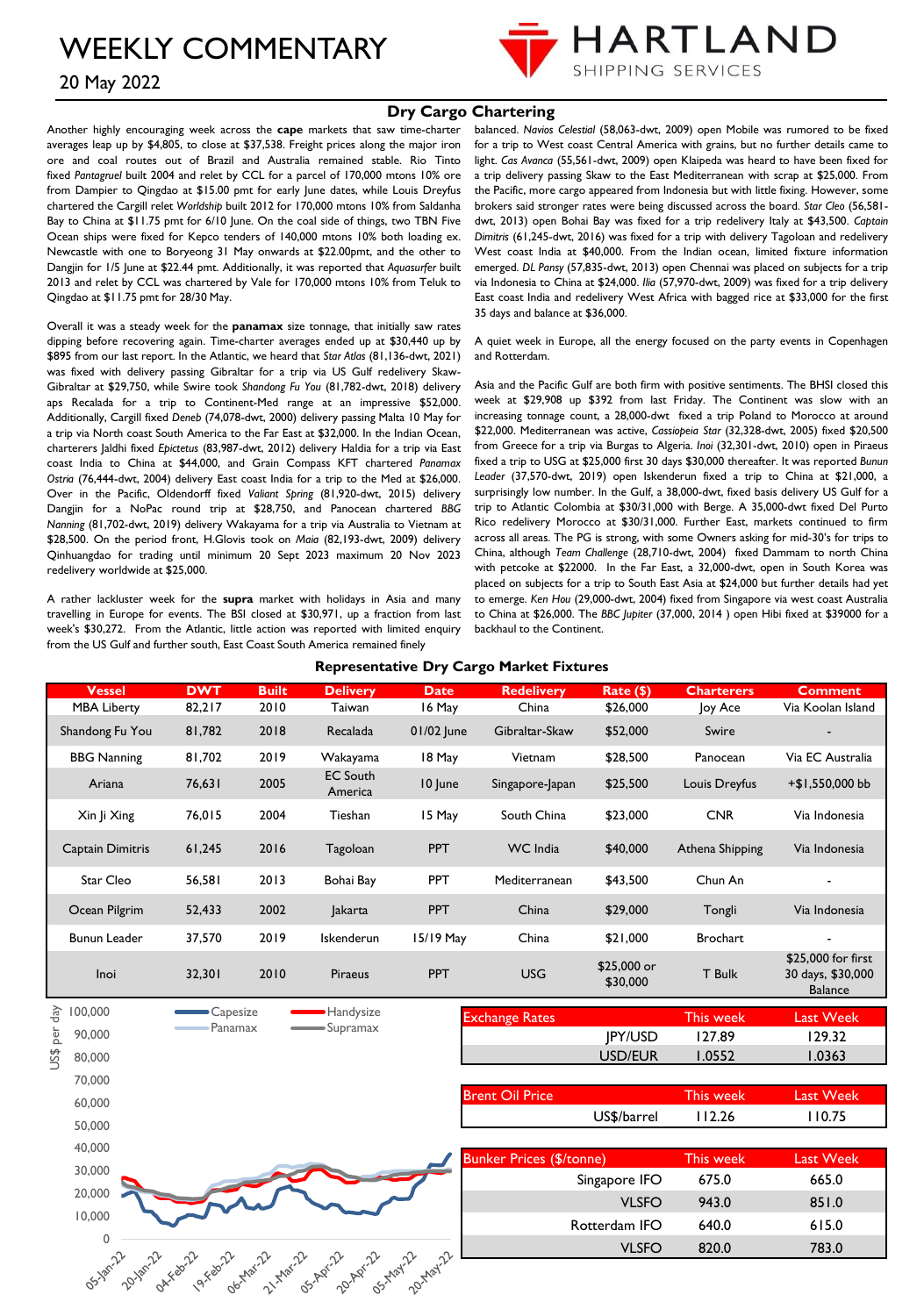# WEEKLY COMMENTARY

20 May 2022

HARTLAND SHIPPING SERVICES

## Dry Cargo Chartering

Another highly encouraging week across the **cape** markets that saw time-charter averages leap up by $4,805, to close at $37,538. Freight prices along the major iron ore and coal routes out of Brazil and Australia remained stable. Rio Tinto fixed *Pantagruel* built 2004 and relet by CCL for a parcel of 170,000 mtons 10% ore from Dampier to Qingdao at $15.00 pmt for early June dates, while Louis Dreyfus chartered the Cargill relet *Worldship* built 2012 for 170,000 mtons 10% from Saldanha Bay to China at $11.75 pmt for 6/10 June. On the coal side of things, two TBN Five Ocean ships were fixed for Kepco tenders of 140,000 mtons 10% both loading ex. Newcastle with one to Boryeong 31 May onwards at $22.00pmt, and the other to Dangjin for 1/5 June at $22.44 pmt. Additionally, it was reported that *Aquasurfer* built 2013 and relet by CCL was chartered by Vale for 170,000 mtons 10% from Teluk to Qingdao at $11.75 pmt for 28/30 May.

Overall it was a steady week for the **panamax** size tonnage, that initially saw rates dipping before recovering again. Time-charter averages ended up at $30,440 up by $895 from our last report. In the Atlantic, we heard that *Star Atlas* (81,136-dwt, 2021) was fixed with delivery passing Gibraltar for a trip via US Gulf redelivery Skaw-Gibraltar at $29,750, while Swire took *Shandong Fu You* (81,782-dwt, 2018) delivery aps Recalada for a trip to Continent-Med range at an impressive $52,000. Additionally, Cargill fixed *Deneb* (74,078-dwt, 2000) delivery passing Malta 10 May for a trip via North coast South America to the Far East at $32,000. In the Indian Ocean, charterers Jaldhi fixed *Epictetus* (83,987-dwt, 2012) delivery Haldia for a trip via East coast India to China at $44,000, and Grain Compass KFT chartered *Panamax Ostria* (76,444-dwt, 2004) delivery East coast India for a trip to the Med at $26,000. Over in the Pacific, Oldendorff fixed *Valiant Spring* (81,920-dwt, 2015) delivery Dangjin for a NoPac round trip at $28,750, and Panocean chartered *BBG Nanning* (81,702-dwt, 2019) delivery Wakayama for a trip via Australia to Vietnam at $28,500. On the period front, H.Glovis took on *Maia* (82,193-dwt, 2009) delivery Qinhuangdao for trading until minimum 20 Sept 2023 maximum 20 Nov 2023 redelivery worldwide at $25,000.

A rather lackluster week for the **supra** market with holidays in Asia and many travelling in Europe for events. The BSI closed at $30,971, up a fraction from last week's $30,272. From the Atlantic, little action was reported with limited enquiry from the US Gulf and further south, East Coast South America remained finely balanced. *Navios Celestial* (58,063-dwt, 2009) open Mobile was rumored to be fixed for a trip to West coast Central America with grains, but no further details came to light. *Cas Avanca* (55,561-dwt, 2009) open Klaipeda was heard to have been fixed for a trip delivery passing Skaw to the East Mediterranean with scrap at $25,000. From the Pacific, more cargo appeared from Indonesia but with little fixing. However, some brokers said stronger rates were being discussed across the board. *Star Cleo* (56,581-dwt, 2013) open Bohai Bay was fixed for a trip redelivery Italy at $43,500. *Captain Dimitris* (61,245-dwt, 2016) was fixed for a trip with delivery Tagoloan and redelivery West coast India at $40,000. From the Indian ocean, limited fixture information emerged. *DL Pansy* (57,835-dwt, 2013) open Chennai was placed on subjects for a trip via Indonesia to China at $24,000. *Ilia* (57,970-dwt, 2009) was fixed for a trip delivery East coast India and redelivery West Africa with bagged rice at $33,000 for the first 35 days and balance at $36,000.

A quiet week in Europe, all the energy focused on the party events in Copenhagen and Rotterdam.

Asia and the Pacific Gulf are both firm with positive sentiments. The BHSI closed this week at $29,908 up $392 from last Friday. The Continent was slow with an increasing tonnage count, a 28,000-dwt fixed a trip Poland to Morocco at around $22,000. Mediterranean was active, *Cassiopeia Star* (32,328-dwt, 2005) fixed $20,500 from Greece for a trip via Burgas to Algeria. *Inoi* (32,301-dwt, 2010) open in Piraeus fixed a trip to USG at $25,000 first 30 days $30,000 thereafter. It was reported *Bunun Leader* (37,570-dwt, 2019) open Iskenderun fixed a trip to China at $21,000, a surprisingly low number. In the Gulf, a 38,000-dwt, fixed basis delivery US Gulf for a trip to Atlantic Colombia at $30/31,000 with Berge. A 35,000-dwt fixed Del Purto Rico redelivery Morocco at $30/31,000. Further East, markets continued to firm across all areas. The PG is strong, with some Owners asking for mid-30's for trips to China, although *Team Challenge* (28,710-dwt, 2004) fixed Dammam to north China with petcoke at $22000. In the Far East, a 32,000-dwt, open in South Korea was placed on subjects for a trip to South East Asia at $24,000 but further details had yet to emerge. *Ken Hou* (29,000-dwt, 2004) fixed from Singapore via west coast Australia to China at $26,000. The *BBC Jupiter* (37,000, 2014 ) open Hibi fixed at $39000 for a backhaul to the Continent.

### Representative Dry Cargo Market Fixtures

| Vessel | DWT | Built | Delivery | Date | Redelivery | Rate ($) | Charterers | Comment |
|---|---|---|---|---|---|---|---|---|
| MBA Liberty | 82,217 | 2010 | Taiwan | 16 May | China | $26,000 | Joy Ace | Via Koolan Island |
| Shandong Fu You | 81,782 | 2018 | Recalada | 01/02 June | Gibraltar-Skaw | $52,000 | Swire | - |
| BBG Nanning | 81,702 | 2019 | Wakayama | 18 May | Vietnam | $28,500 | Panocean | Via EC Australia |
| Ariana | 76,631 | 2005 | EC South America | 10 June | Singapore-Japan | $25,500 | Louis Dreyfus | +$1,550,000 bb |
| Xin Ji Xing | 76,015 | 2004 | Tieshan | 15 May | South China | $23,000 | CNR | Via Indonesia |
| Captain Dimitris | 61,245 | 2016 | Tagoloan | PPT | WC India | $40,000 | Athena Shipping | Via Indonesia |
| Star Cleo | 56,581 | 2013 | Bohai Bay | PPT | Mediterranean | $43,500 | Chun An | - |
| Ocean Pilgrim | 52,433 | 2002 | Jakarta | PPT | China | $29,000 | Tongli | Via Indonesia |
| Bunun Leader | 37,570 | 2019 | Iskenderun | 15/19 May | China | $21,000 | Brochart | - |
| Inoi | 32,301 | 2010 | Piraeus | PPT | USG | $25,000 or $30,000 | T Bulk | $25,000 for first 30 days, $30,000 Balance |

| Exchange Rates | | This week | Last Week |
|---|---|---|---|
| | JPY/USD | 127.89 | 129.32 |
| | USD/EUR | 1.0552 | 1.0363 |

| Brent Oil Price | | This week | Last Week |
|---|---|---|---|
| | US$/barrel | 112.26 | 110.75 |

| Bunker Prices ($/tonne) | | This week | Last Week |
|---|---|---|---|
| | Singapore IFO | 675.0 | 665.0 |
| | VLSFO | 943.0 | 851.0 |
| | Rotterdam IFO | 640.0 | 615.0 |
| | VLSFO | 820.0 | 783.0 |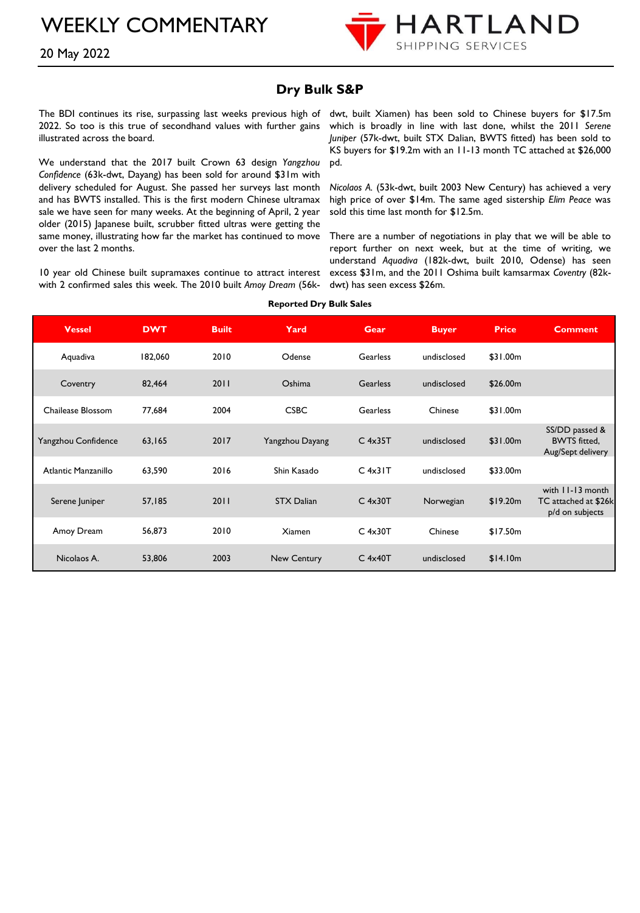# WEEKLY COMMENTARY

20 May 2022

## Dry Bulk S&P

The BDI continues its rise, surpassing last weeks previous high of 2022. So too is this true of secondhand values with further gains illustrated across the board.

We understand that the 2017 built Crown 63 design *Yangzhou Confidence* (63k-dwt, Dayang) has been sold for around $31m with delivery scheduled for August. She passed her surveys last month and has BWTS installed. This is the first modern Chinese ultramax sale we have seen for many weeks. At the beginning of April, 2 year older (2015) Japanese built, scrubber fitted ultras were getting the same money, illustrating how far the market has continued to move over the last 2 months.

10 year old Chinese built supramaxes continue to attract interest with 2 confirmed sales this week. The 2010 built *Amoy Dream* (56k-dwt, built Xiamen) has been sold to Chinese buyers for $17.5m which is broadly in line with last done, whilst the 2011 *Serene Juniper* (57k-dwt, built STX Dalian, BWTS fitted) has been sold to KS buyers for $19.2m with an 11-13 month TC attached at $26,000 pd.

*Nicolaos A.* (53k-dwt, built 2003 New Century) has achieved a very high price of over $14m. The same aged sistership *Elim Peace* was sold this time last month for $12.5m.

There are a number of negotiations in play that we will be able to report further on next week, but at the time of writing, we understand *Aquadiva* (182k-dwt, built 2010, Odense) has seen excess $31m, and the 2011 Oshima built kamsarmax *Coventry* (82k-dwt) has seen excess $26m.

**Reported Dry Bulk Sales**

| Vessel | DWT | Built | Yard | Gear | Buyer | Price | Comment |
|---|---|---|---|---|---|---|---|
| Aquadiva | 182,060 | 2010 | Odense | Gearless | undisclosed | $31.00m | |
| Coventry | 82,464 | 2011 | Oshima | Gearless | undisclosed | $26.00m | |
| Chailease Blossom | 77,684 | 2004 | CSBC | Gearless | Chinese | $31.00m | |
| Yangzhou Confidence | 63,165 | 2017 | Yangzhou Dayang | C 4x35T | undisclosed | $31.00m | SS/DD passed & BWTS fitted, Aug/Sept delivery |
| Atlantic Manzanillo | 63,590 | 2016 | Shin Kasado | C 4x31T | undisclosed | $33.00m | |
| Serene Juniper | 57,185 | 2011 | STX Dalian | C 4x30T | Norwegian | $19.20m | with 11-13 month TC attached at $26k p/d on subjects |
| Amoy Dream | 56,873 | 2010 | Xiamen | C 4x30T | Chinese | $17.50m | |
| Nicolaos A. | 53,806 | 2003 | New Century | C 4x40T | undisclosed | $14.10m | |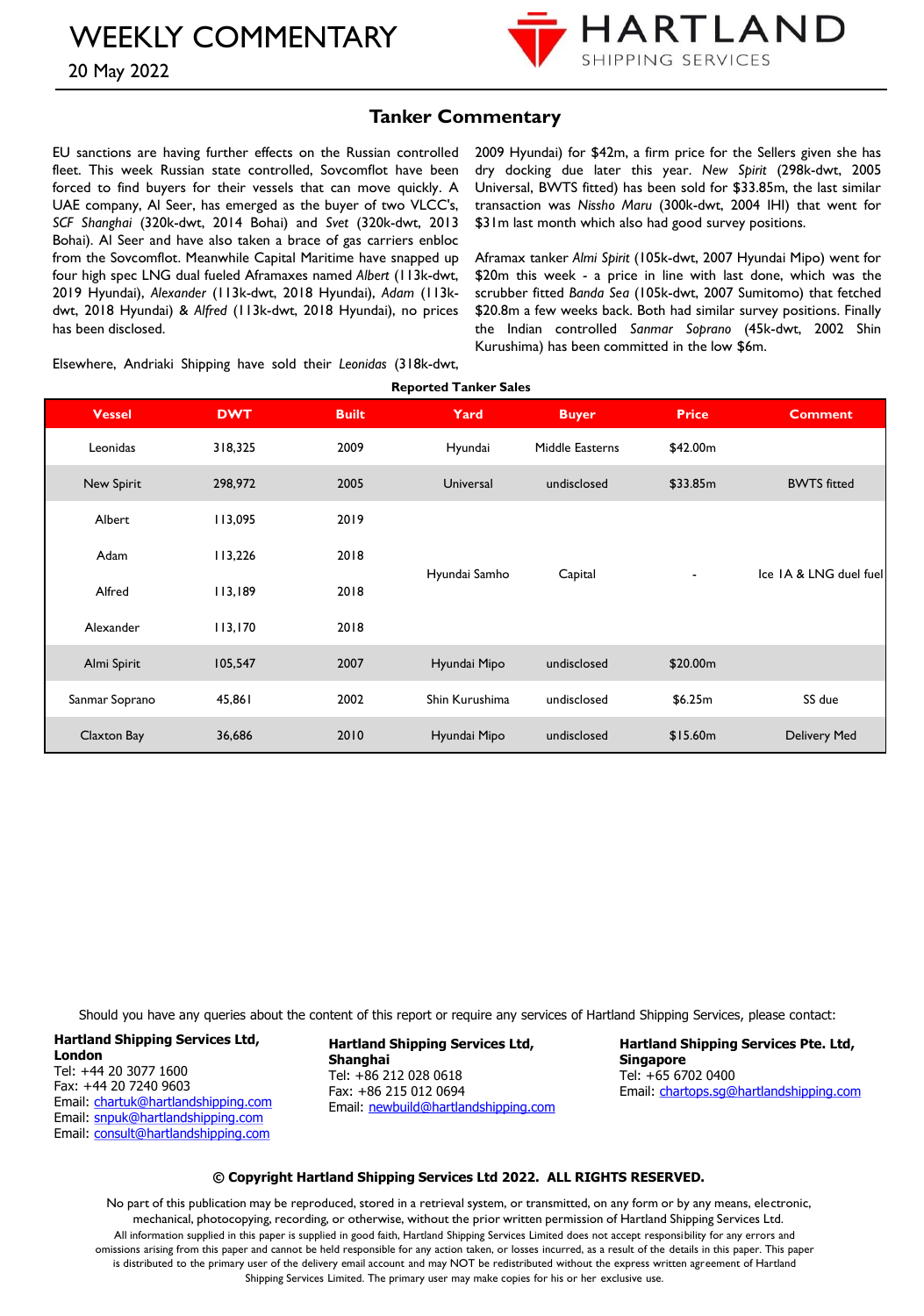# WEEKLY COMMENTARY

20 May 2022

HARTLAND
SHIPPING SERVICES

## Tanker Commentary

EU sanctions are having further effects on the Russian controlled fleet. This week Russian state controlled, Sovcomflot have been forced to find buyers for their vessels that can move quickly. A UAE company, Al Seer, has emerged as the buyer of two VLCC's, *SCF Shanghai* (320k-dwt, 2014 Bohai) and *Svet* (320k-dwt, 2013 Bohai). Al Seer and have also taken a brace of gas carriers enbloc from the Sovcomflot. Meanwhile Capital Maritime have snapped up four high spec LNG dual fueled Aframaxes named *Albert* (113k-dwt, 2019 Hyundai), *Alexander* (113k-dwt, 2018 Hyundai), *Adam* (113k-dwt, 2018 Hyundai) & *Alfred* (113k-dwt, 2018 Hyundai), no prices has been disclosed.

Elsewhere, Andriaki Shipping have sold their *Leonidas* (318k-dwt, 2009 Hyundai) for $42m, a firm price for the Sellers given she has dry docking due later this year. *New Spirit* (298k-dwt, 2005 Universal, BWTS fitted) has been sold for $33.85m, the last similar transaction was *Nissho Maru* (300k-dwt, 2004 IHI) that went for $31m last month which also had good survey positions.

Aframax tanker *Almi Spirit* (105k-dwt, 2007 Hyundai Mipo) went for $20m this week - a price in line with last done, which was the scrubber fitted *Banda Sea* (105k-dwt, 2007 Sumitomo) that fetched $20.8m a few weeks back. Both had similar survey positions. Finally the Indian controlled *Sanmar Soprano* (45k-dwt, 2002 Shin Kurushima) has been committed in the low $6m.

**Reported Tanker Sales**

| Vessel | DWT | Built | Yard | Buyer | Price | Comment |
|---|---|---|---|---|---|---|
| Leonidas | 318,325 | 2009 | Hyundai | Middle Easterns | $42.00m | |
| New Spirit | 298,972 | 2005 | Universal | undisclosed | $33.85m | BWTS fitted |
| Albert | 113,095 | 2019 | Hyundai Samho | Capital | - | Ice 1A & LNG duel fuel |
| Adam | 113,226 | 2018 | | | | |
| Alfred | 113,189 | 2018 | | | | |
| Alexander | 113,170 | 2018 | | | | |
| Almi Spirit | 105,547 | 2007 | Hyundai Mipo | undisclosed | $20.00m | |
| Sanmar Soprano | 45,861 | 2002 | Shin Kurushima | undisclosed | $6.25m | SS due |
| Claxton Bay | 36,686 | 2010 | Hyundai Mipo | undisclosed | $15.60m | Delivery Med |

Should you have any queries about the content of this report or require any services of Hartland Shipping Services, please contact:

**Hartland Shipping Services Ltd, London**
Tel: +44 20 3077 1600
Fax: +44 20 7240 9603
Email: chartuk@hartlandshipping.com
Email: snpuk@hartlandshipping.com
Email: consult@hartlandshipping.com

**Hartland Shipping Services Ltd, Shanghai**
Tel: +86 212 028 0618
Fax: +86 215 012 0694
Email: newbuild@hartlandshipping.com

**Hartland Shipping Services Pte. Ltd, Singapore**
Tel: +65 6702 0400
Email: chartops.sg@hartlandshipping.com

**© Copyright Hartland Shipping Services Ltd 2022. ALL RIGHTS RESERVED.**

No part of this publication may be reproduced, stored in a retrieval system, or transmitted, on any form or by any means, electronic, mechanical, photocopying, recording, or otherwise, without the prior written permission of Hartland Shipping Services Ltd.
All information supplied in this paper is supplied in good faith, Hartland Shipping Services Limited does not accept responsibility for any errors and omissions arising from this paper and cannot be held responsible for any action taken, or losses incurred, as a result of the details in this paper. This paper is distributed to the primary user of the delivery email account and may NOT be redistributed without the express written agreement of Hartland Shipping Services Limited. The primary user may make copies for his or her exclusive use.